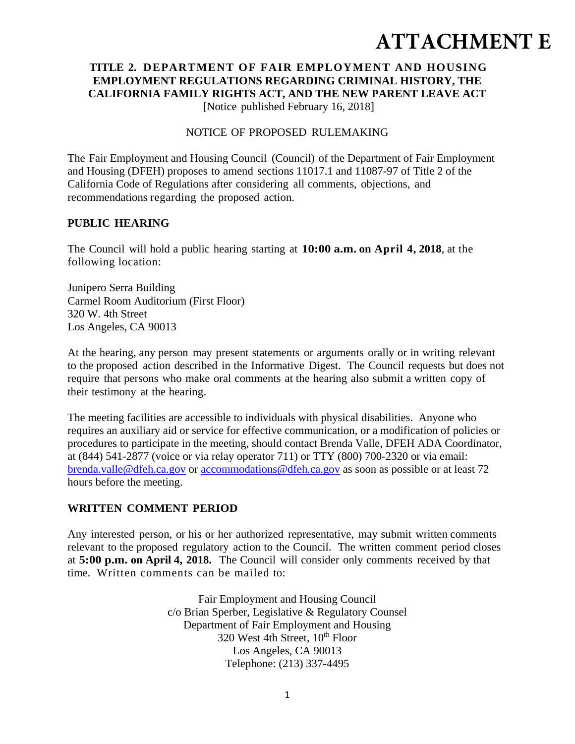# ATTACHMENT E

## TITLE 2. DEPARTMENT OF FAIR EMPLOYMENT AND HOUSING EMPLOYMENT REGULATIONS REGARDING CRIMINAL HISTORY, THE CALIFORNIA FAMILY RIGHTS ACT, AND THE NEW PARENT LEAVE ACT

[Notice published February 16, 2018]

NOTICE OF PROPOSED RULEMAKING

The Fair Employment and Housing Council (Council) of the Department of Fair Employment and Housing (DFEH) proposes to amend sections 11017.1 and 11087-97 of Title 2 of the California Code of Regulations after considering all comments, objections, and recommendations regarding the proposed action.

**PUBLIC HEARING**

The Council will hold a public hearing starting at **10:00 a.m. on April 4, 2018**, at the following location:

Junipero Serra Building
Carmel Room Auditorium (First Floor)
320 W. 4th Street
Los Angeles, CA 90013

At the hearing, any person may present statements or arguments orally or in writing relevant to the proposed action described in the Informative Digest. The Council requests but does not require that persons who make oral comments at the hearing also submit a written copy of their testimony at the hearing.

The meeting facilities are accessible to individuals with physical disabilities. Anyone who requires an auxiliary aid or service for effective communication, or a modification of policies or procedures to participate in the meeting, should contact Brenda Valle, DFEH ADA Coordinator, at (844) 541-2877 (voice or via relay operator 711) or TTY (800) 700-2320 or via email: brenda.valle@dfeh.ca.gov or accommodations@dfeh.ca.gov as soon as possible or at least 72 hours before the meeting.

**WRITTEN COMMENT PERIOD**

Any interested person, or his or her authorized representative, may submit written comments relevant to the proposed regulatory action to the Council. The written comment period closes at **5:00 p.m. on April 4, 2018.** The Council will consider only comments received by that time. Written comments can be mailed to:

Fair Employment and Housing Council
c/o Brian Sperber, Legislative & Regulatory Counsel
Department of Fair Employment and Housing
320 West 4th Street, 10th Floor
Los Angeles, CA 90013
Telephone: (213) 337-4495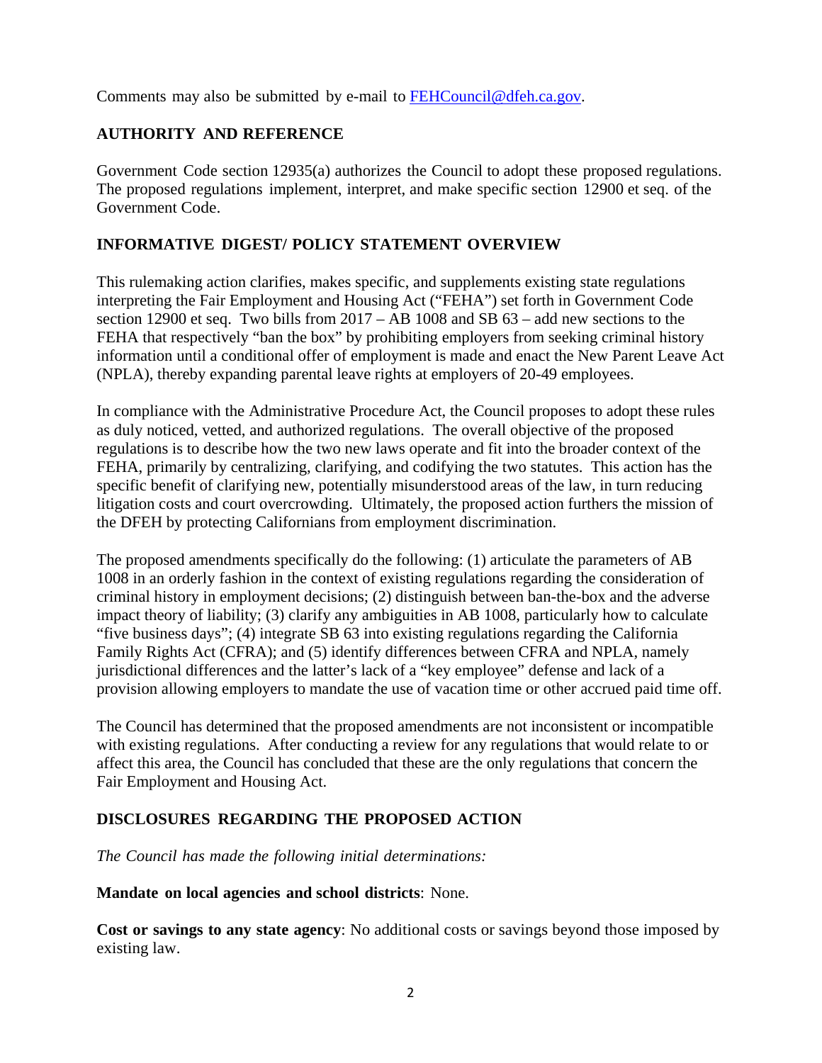Comments may also be submitted by e-mail to FEHCouncil@dfeh.ca.gov.

## AUTHORITY AND REFERENCE

Government Code section 12935(a) authorizes the Council to adopt these proposed regulations. The proposed regulations implement, interpret, and make specific section 12900 et seq. of the Government Code.

## INFORMATIVE DIGEST/ POLICY STATEMENT OVERVIEW

This rulemaking action clarifies, makes specific, and supplements existing state regulations interpreting the Fair Employment and Housing Act ("FEHA") set forth in Government Code section 12900 et seq. Two bills from 2017 – AB 1008 and SB 63 – add new sections to the FEHA that respectively "ban the box" by prohibiting employers from seeking criminal history information until a conditional offer of employment is made and enact the New Parent Leave Act (NPLA), thereby expanding parental leave rights at employers of 20-49 employees.

In compliance with the Administrative Procedure Act, the Council proposes to adopt these rules as duly noticed, vetted, and authorized regulations. The overall objective of the proposed regulations is to describe how the two new laws operate and fit into the broader context of the FEHA, primarily by centralizing, clarifying, and codifying the two statutes. This action has the specific benefit of clarifying new, potentially misunderstood areas of the law, in turn reducing litigation costs and court overcrowding. Ultimately, the proposed action furthers the mission of the DFEH by protecting Californians from employment discrimination.

The proposed amendments specifically do the following: (1) articulate the parameters of AB 1008 in an orderly fashion in the context of existing regulations regarding the consideration of criminal history in employment decisions; (2) distinguish between ban-the-box and the adverse impact theory of liability; (3) clarify any ambiguities in AB 1008, particularly how to calculate "five business days"; (4) integrate SB 63 into existing regulations regarding the California Family Rights Act (CFRA); and (5) identify differences between CFRA and NPLA, namely jurisdictional differences and the latter's lack of a "key employee" defense and lack of a provision allowing employers to mandate the use of vacation time or other accrued paid time off.

The Council has determined that the proposed amendments are not inconsistent or incompatible with existing regulations. After conducting a review for any regulations that would relate to or affect this area, the Council has concluded that these are the only regulations that concern the Fair Employment and Housing Act.

## DISCLOSURES REGARDING THE PROPOSED ACTION

*The Council has made the following initial determinations:*

**Mandate on local agencies and school districts**: None.

**Cost or savings to any state agency**: No additional costs or savings beyond those imposed by existing law.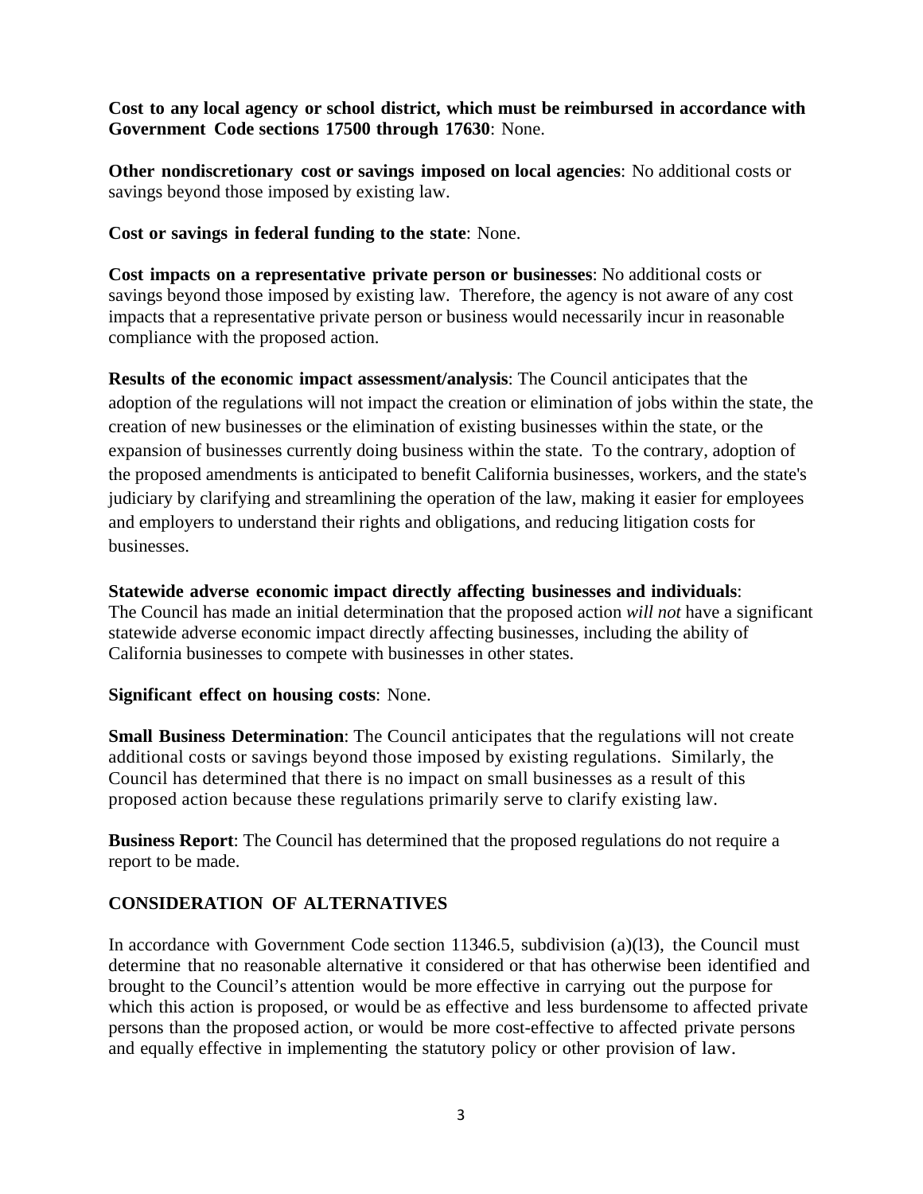**Cost to any local agency or school district, which must be reimbursed in accordance with Government Code sections 17500 through 17630**: None.

**Other nondiscretionary cost or savings imposed on local agencies**: No additional costs or savings beyond those imposed by existing law.

**Cost or savings in federal funding to the state**: None.

**Cost impacts on a representative private person or businesses**: No additional costs or savings beyond those imposed by existing law. Therefore, the agency is not aware of any cost impacts that a representative private person or business would necessarily incur in reasonable compliance with the proposed action.

**Results of the economic impact assessment/analysis**: The Council anticipates that the adoption of the regulations will not impact the creation or elimination of jobs within the state, the creation of new businesses or the elimination of existing businesses within the state, or the expansion of businesses currently doing business within the state. To the contrary, adoption of the proposed amendments is anticipated to benefit California businesses, workers, and the state's judiciary by clarifying and streamlining the operation of the law, making it easier for employees and employers to understand their rights and obligations, and reducing litigation costs for businesses.

**Statewide adverse economic impact directly affecting businesses and individuals**: The Council has made an initial determination that the proposed action *will not* have a significant statewide adverse economic impact directly affecting businesses, including the ability of California businesses to compete with businesses in other states.

**Significant effect on housing costs**: None.

**Small Business Determination**: The Council anticipates that the regulations will not create additional costs or savings beyond those imposed by existing regulations. Similarly, the Council has determined that there is no impact on small businesses as a result of this proposed action because these regulations primarily serve to clarify existing law.

**Business Report**: The Council has determined that the proposed regulations do not require a report to be made.

## CONSIDERATION OF ALTERNATIVES

In accordance with Government Code section 11346.5, subdivision (a)(l3), the Council must determine that no reasonable alternative it considered or that has otherwise been identified and brought to the Council's attention would be more effective in carrying out the purpose for which this action is proposed, or would be as effective and less burdensome to affected private persons than the proposed action, or would be more cost-effective to affected private persons and equally effective in implementing the statutory policy or other provision of law.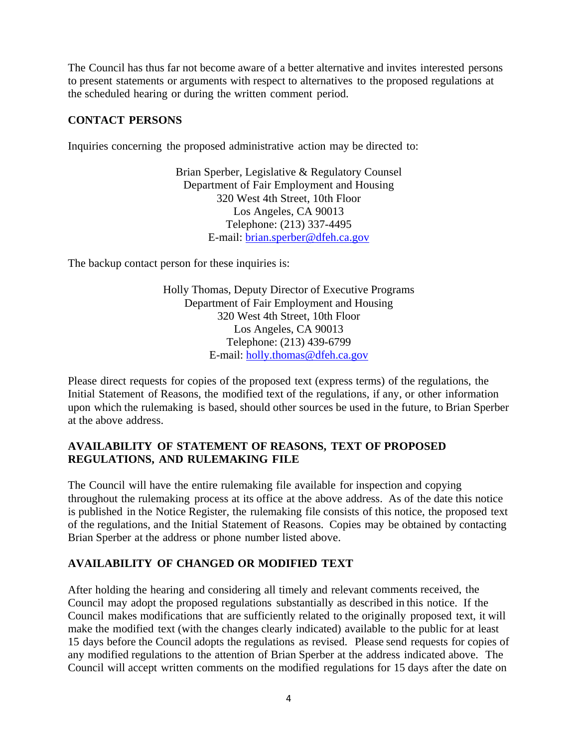The Council has thus far not become aware of a better alternative and invites interested persons to present statements or arguments with respect to alternatives to the proposed regulations at the scheduled hearing or during the written comment period.

## CONTACT PERSONS

Inquiries concerning the proposed administrative action may be directed to:

Brian Sperber, Legislative & Regulatory Counsel
Department of Fair Employment and Housing
320 West 4th Street, 10th Floor
Los Angeles, CA 90013
Telephone: (213) 337-4495
E-mail: brian.sperber@dfeh.ca.gov

The backup contact person for these inquiries is:

Holly Thomas, Deputy Director of Executive Programs
Department of Fair Employment and Housing
320 West 4th Street, 10th Floor
Los Angeles, CA 90013
Telephone: (213) 439-6799
E-mail: holly.thomas@dfeh.ca.gov

Please direct requests for copies of the proposed text (express terms) of the regulations, the Initial Statement of Reasons, the modified text of the regulations, if any, or other information upon which the rulemaking is based, should other sources be used in the future, to Brian Sperber at the above address.

## AVAILABILITY OF STATEMENT OF REASONS, TEXT OF PROPOSED REGULATIONS, AND RULEMAKING FILE

The Council will have the entire rulemaking file available for inspection and copying throughout the rulemaking process at its office at the above address. As of the date this notice is published in the Notice Register, the rulemaking file consists of this notice, the proposed text of the regulations, and the Initial Statement of Reasons. Copies may be obtained by contacting Brian Sperber at the address or phone number listed above.

## AVAILABILITY OF CHANGED OR MODIFIED TEXT

After holding the hearing and considering all timely and relevant comments received, the Council may adopt the proposed regulations substantially as described in this notice. If the Council makes modifications that are sufficiently related to the originally proposed text, it will make the modified text (with the changes clearly indicated) available to the public for at least 15 days before the Council adopts the regulations as revised. Please send requests for copies of any modified regulations to the attention of Brian Sperber at the address indicated above. The Council will accept written comments on the modified regulations for 15 days after the date on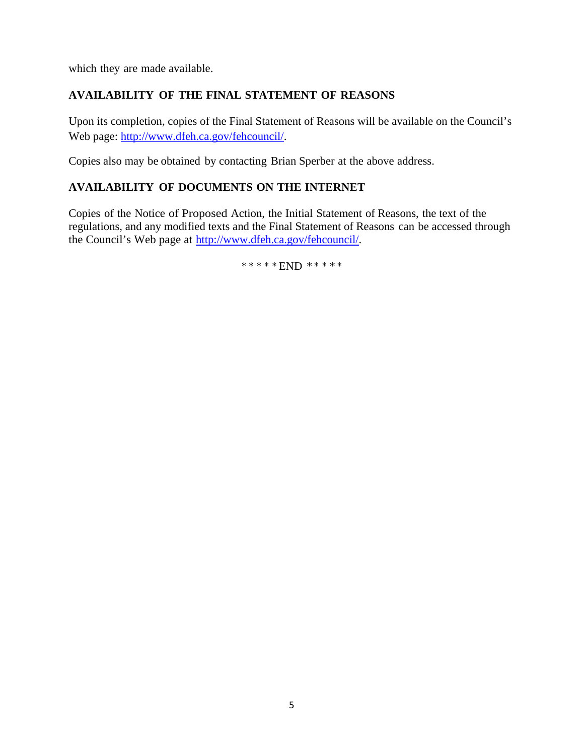which they are made available.

**AVAILABILITY OF THE FINAL STATEMENT OF REASONS**

Upon its completion, copies of the Final Statement of Reasons will be available on the Council's Web page: http://www.dfeh.ca.gov/fehcouncil/.

Copies also may be obtained by contacting Brian Sperber at the above address.

**AVAILABILITY OF DOCUMENTS ON THE INTERNET**

Copies of the Notice of Proposed Action, the Initial Statement of Reasons, the text of the regulations, and any modified texts and the Final Statement of Reasons can be accessed through the Council's Web page at http://www.dfeh.ca.gov/fehcouncil/.

* * * * * END * * * * *